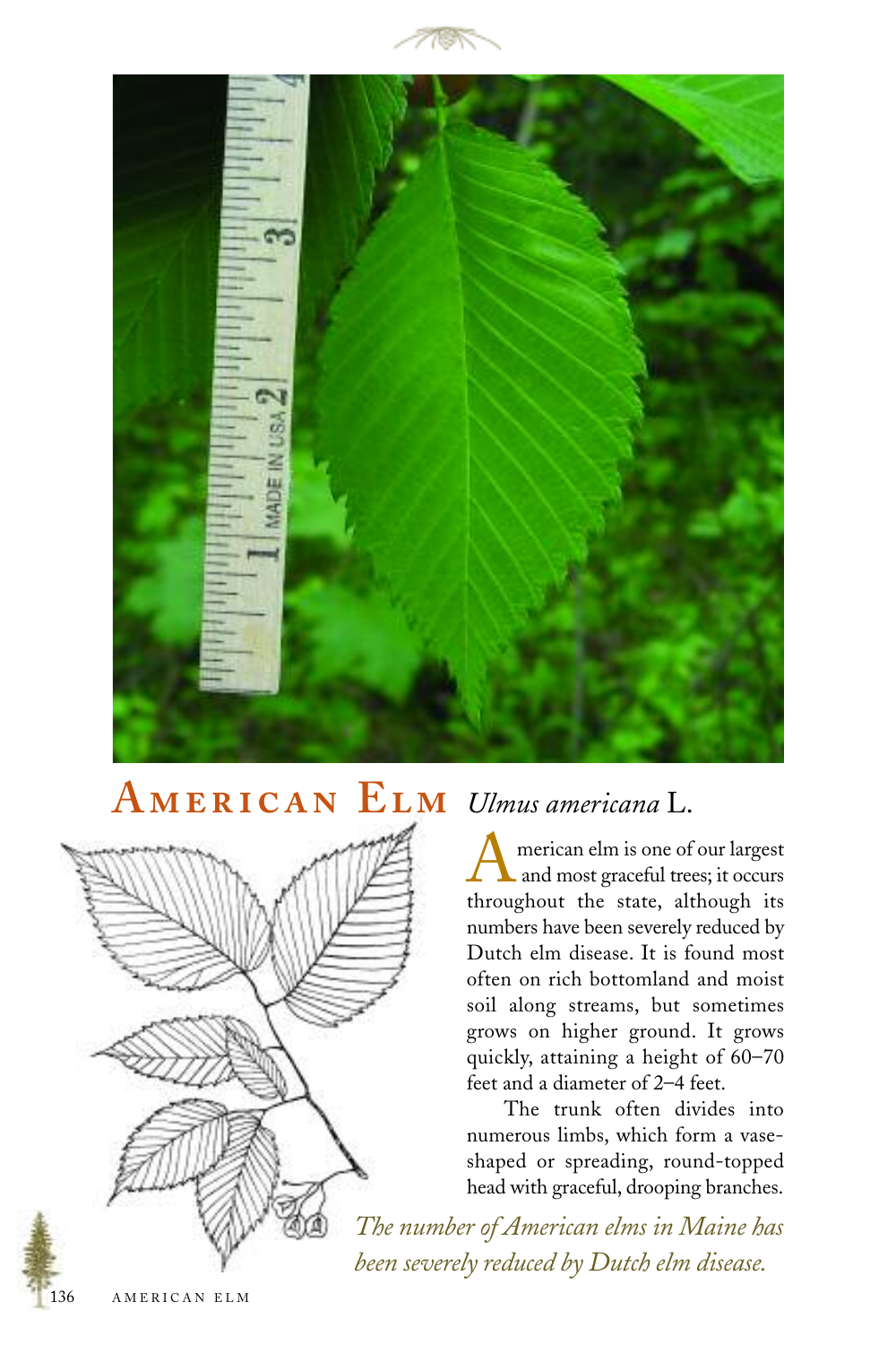## American Elm *Ulmus americana* L.

American elm is one of our largest and most graceful trees; it occurs throughout the state, although its numbers have been severely reduced by Dutch elm disease. It is found most often on rich bottomland and moist soil along streams, but sometimes grows on higher ground. It grows quickly, attaining a height of 60–70 feet and a diameter of 2–4 feet.

The trunk often divides into numerous limbs, which form a vase-shaped or spreading, round-topped head with graceful, drooping branches.

*The number of American elms in Maine has been severely reduced by Dutch elm disease.*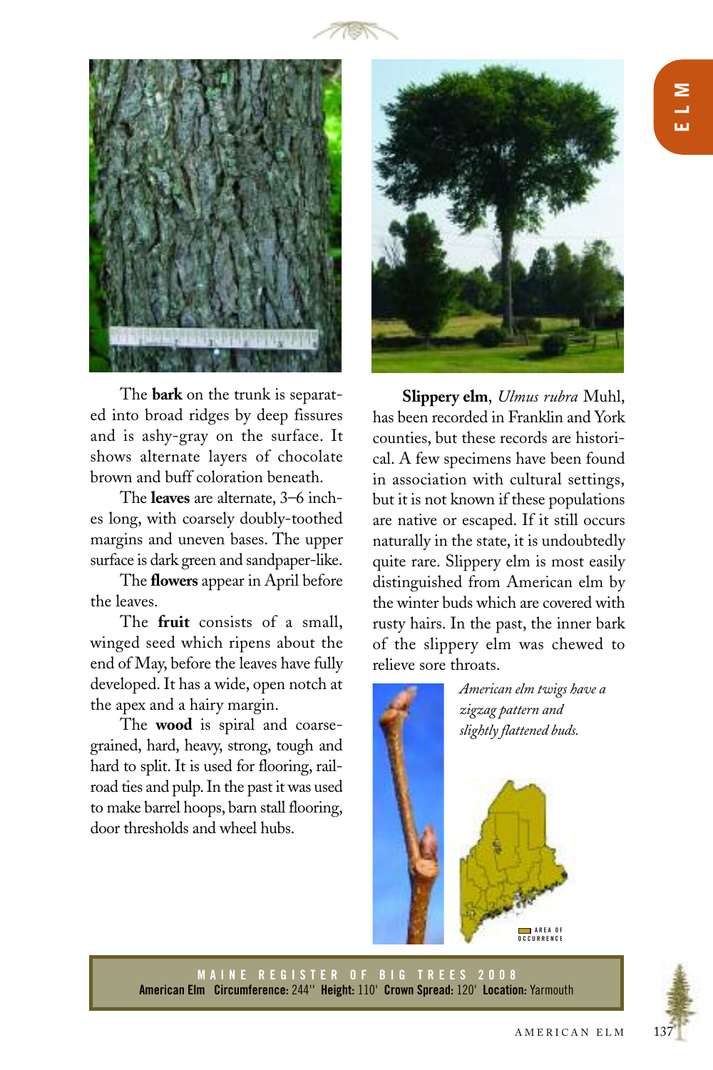The **bark** on the trunk is separated into broad ridges by deep fissures and is ashy-gray on the surface. It shows alternate layers of chocolate brown and buff coloration beneath.

The **leaves** are alternate, 3–6 inches long, with coarsely doubly-toothed margins and uneven bases. The upper surface is dark green and sandpaper-like.

The **flowers** appear in April before the leaves.

The **fruit** consists of a small, winged seed which ripens about the end of May, before the leaves have fully developed. It has a wide, open notch at the apex and a hairy margin.

The **wood** is spiral and coarse-grained, hard, heavy, strong, tough and hard to split. It is used for flooring, railroad ties and pulp. In the past it was used to make barrel hoops, barn stall flooring, door thresholds and wheel hubs.

**Slippery elm**, *Ulmus rubra* Muhl, has been recorded in Franklin and York counties, but these records are historical. A few specimens have been found in association with cultural settings, but it is not known if these populations are native or escaped. If it still occurs naturally in the state, it is undoubtedly quite rare. Slippery elm is most easily distinguished from American elm by the winter buds which are covered with rusty hairs. In the past, the inner bark of the slippery elm was chewed to relieve sore throats.

*American elm twigs have a zigzag pattern and slightly flattened buds.*

AREA OF OCCURRENCE

**MAINE REGISTER OF BIG TREES 2008**
**American Elm** **Circumference:** 244'' **Height:** 110' **Crown Spread:** 120' **Location:** Yarmouth